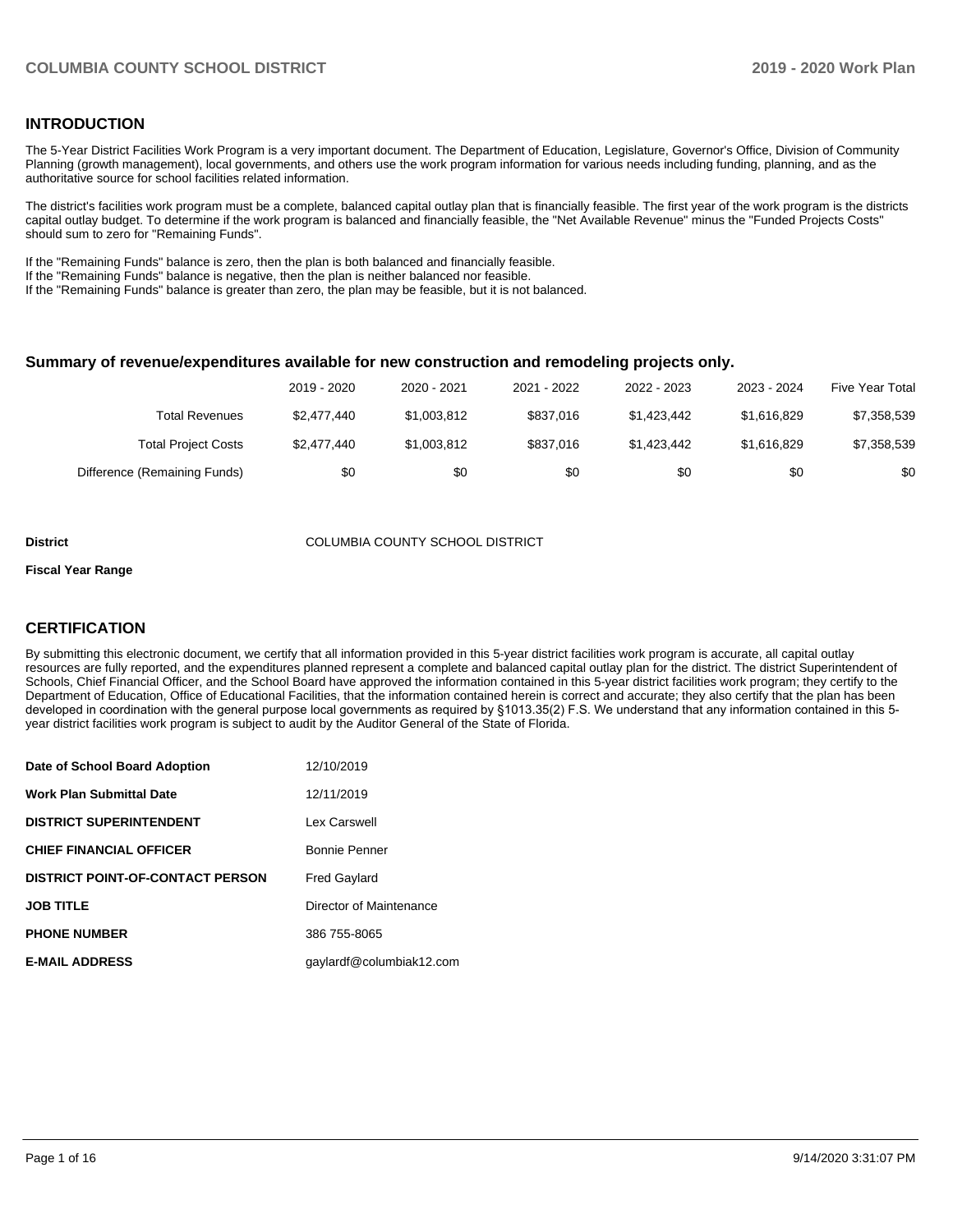## INTRODUCTION

The 5-Year District Facilities Work Program is a very important document. The Department of Education, Legislature, Governor's Office, Division of Community Planning (growth management), local governments, and others use the work program information for various needs including funding, planning, and as the authoritative source for school facilities related information.

The district's facilities work program must be a complete, balanced capital outlay plan that is financially feasible. The first year of the work program is the districts capital outlay budget. To determine if the work program is balanced and financially feasible, the "Net Available Revenue" minus the "Funded Projects Costs" should sum to zero for "Remaining Funds".

If the "Remaining Funds" balance is zero, then the plan is both balanced and financially feasible.
If the "Remaining Funds" balance is negative, then the plan is neither balanced nor feasible.
If the "Remaining Funds" balance is greater than zero, the plan may be feasible, but it is not balanced.

### Summary of revenue/expenditures available for new construction and remodeling projects only.

| | 2019 - 2020 | 2020 - 2021 | 2021 - 2022 | 2022 - 2023 | 2023 - 2024 | Five Year Total |
|---|---|---|---|---|---|---|
| Total Revenues | $2,477,440 | $1,003,812 | $837,016 | $1,423,442 | $1,616,829 | $7,358,539 |
| Total Project Costs | $2,477,440 | $1,003,812 | $837,016 | $1,423,442 | $1,616,829 | $7,358,539 |
| Difference (Remaining Funds) | $0 | $0 | $0 | $0 | $0 | $0 |

**District** COLUMBIA COUNTY SCHOOL DISTRICT

**Fiscal Year Range**

## CERTIFICATION

By submitting this electronic document, we certify that all information provided in this 5-year district facilities work program is accurate, all capital outlay resources are fully reported, and the expenditures planned represent a complete and balanced capital outlay plan for the district. The district Superintendent of Schools, Chief Financial Officer, and the School Board have approved the information contained in this 5-year district facilities work program; they certify to the Department of Education, Office of Educational Facilities, that the information contained herein is correct and accurate; they also certify that the plan has been developed in coordination with the general purpose local governments as required by §1013.35(2) F.S. We understand that any information contained in this 5-year district facilities work program is subject to audit by the Auditor General of the State of Florida.

| | |
|---|---|
| **Date of School Board Adoption** | 12/10/2019 |
| **Work Plan Submittal Date** | 12/11/2019 |
| **DISTRICT SUPERINTENDENT** | Lex Carswell |
| **CHIEF FINANCIAL OFFICER** | Bonnie Penner |
| **DISTRICT POINT-OF-CONTACT PERSON** | Fred Gaylard |
| **JOB TITLE** | Director of Maintenance |
| **PHONE NUMBER** | 386 755-8065 |
| **E-MAIL ADDRESS** | gaylardf@columbiak12.com |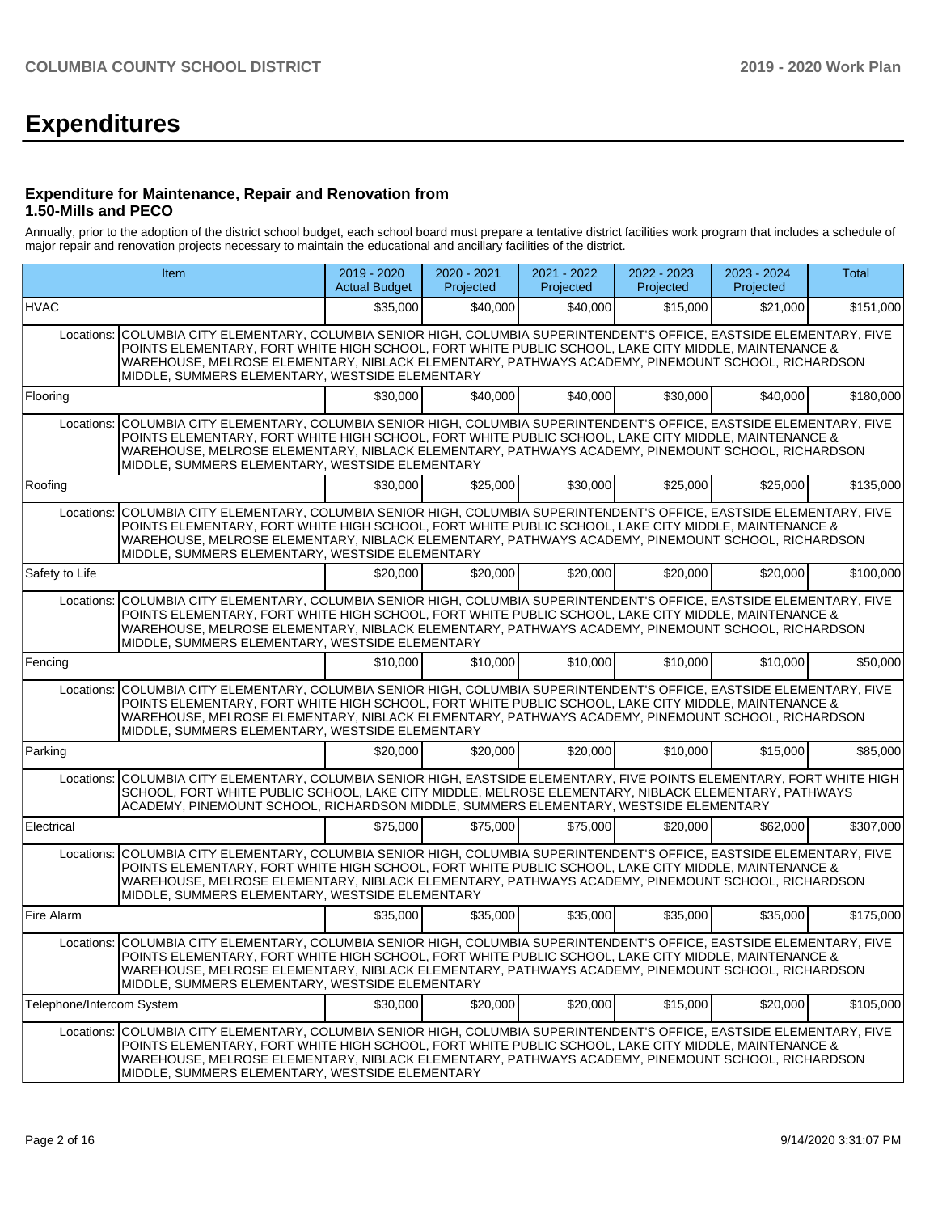# Expenditures

### Expenditure for Maintenance, Repair and Renovation from 1.50-Mills and PECO

Annually, prior to the adoption of the district school budget, each school board must prepare a tentative district facilities work program that includes a schedule of major repair and renovation projects necessary to maintain the educational and ancillary facilities of the district.

| Item | 2019 - 2020 Actual Budget | 2020 - 2021 Projected | 2021 - 2022 Projected | 2022 - 2023 Projected | 2023 - 2024 Projected | Total |
|---|---|---|---|---|---|---|
| HVAC | $35,000 | $40,000 | $40,000 | $15,000 | $21,000 | $151,000 |
| Locations: COLUMBIA CITY ELEMENTARY, COLUMBIA SENIOR HIGH, COLUMBIA SUPERINTENDENT'S OFFICE, EASTSIDE ELEMENTARY, FIVE POINTS ELEMENTARY, FORT WHITE HIGH SCHOOL, FORT WHITE PUBLIC SCHOOL, LAKE CITY MIDDLE, MAINTENANCE & WAREHOUSE, MELROSE ELEMENTARY, NIBLACK ELEMENTARY, PATHWAYS ACADEMY, PINEMOUNT SCHOOL, RICHARDSON MIDDLE, SUMMERS ELEMENTARY, WESTSIDE ELEMENTARY | | | | | | |
| Flooring | $30,000 | $40,000 | $40,000 | $30,000 | $40,000 | $180,000 |
| Locations: COLUMBIA CITY ELEMENTARY, COLUMBIA SENIOR HIGH, COLUMBIA SUPERINTENDENT'S OFFICE, EASTSIDE ELEMENTARY, FIVE POINTS ELEMENTARY, FORT WHITE HIGH SCHOOL, FORT WHITE PUBLIC SCHOOL, LAKE CITY MIDDLE, MAINTENANCE & WAREHOUSE, MELROSE ELEMENTARY, NIBLACK ELEMENTARY, PATHWAYS ACADEMY, PINEMOUNT SCHOOL, RICHARDSON MIDDLE, SUMMERS ELEMENTARY, WESTSIDE ELEMENTARY | | | | | | |
| Roofing | $30,000 | $25,000 | $30,000 | $25,000 | $25,000 | $135,000 |
| Locations: COLUMBIA CITY ELEMENTARY, COLUMBIA SENIOR HIGH, COLUMBIA SUPERINTENDENT'S OFFICE, EASTSIDE ELEMENTARY, FIVE POINTS ELEMENTARY, FORT WHITE HIGH SCHOOL, FORT WHITE PUBLIC SCHOOL, LAKE CITY MIDDLE, MAINTENANCE & WAREHOUSE, MELROSE ELEMENTARY, NIBLACK ELEMENTARY, PATHWAYS ACADEMY, PINEMOUNT SCHOOL, RICHARDSON MIDDLE, SUMMERS ELEMENTARY, WESTSIDE ELEMENTARY | | | | | | |
| Safety to Life | $20,000 | $20,000 | $20,000 | $20,000 | $20,000 | $100,000 |
| Locations: COLUMBIA CITY ELEMENTARY, COLUMBIA SENIOR HIGH, COLUMBIA SUPERINTENDENT'S OFFICE, EASTSIDE ELEMENTARY, FIVE POINTS ELEMENTARY, FORT WHITE HIGH SCHOOL, FORT WHITE PUBLIC SCHOOL, LAKE CITY MIDDLE, MAINTENANCE & WAREHOUSE, MELROSE ELEMENTARY, NIBLACK ELEMENTARY, PATHWAYS ACADEMY, PINEMOUNT SCHOOL, RICHARDSON MIDDLE, SUMMERS ELEMENTARY, WESTSIDE ELEMENTARY | | | | | | |
| Fencing | $10,000 | $10,000 | $10,000 | $10,000 | $10,000 | $50,000 |
| Locations: COLUMBIA CITY ELEMENTARY, COLUMBIA SENIOR HIGH, COLUMBIA SUPERINTENDENT'S OFFICE, EASTSIDE ELEMENTARY, FIVE POINTS ELEMENTARY, FORT WHITE HIGH SCHOOL, FORT WHITE PUBLIC SCHOOL, LAKE CITY MIDDLE, MAINTENANCE & WAREHOUSE, MELROSE ELEMENTARY, NIBLACK ELEMENTARY, PATHWAYS ACADEMY, PINEMOUNT SCHOOL, RICHARDSON MIDDLE, SUMMERS ELEMENTARY, WESTSIDE ELEMENTARY | | | | | | |
| Parking | $20,000 | $20,000 | $20,000 | $10,000 | $15,000 | $85,000 |
| Locations: COLUMBIA CITY ELEMENTARY, COLUMBIA SENIOR HIGH, EASTSIDE ELEMENTARY, FIVE POINTS ELEMENTARY, FORT WHITE HIGH SCHOOL, FORT WHITE PUBLIC SCHOOL, LAKE CITY MIDDLE, MELROSE ELEMENTARY, NIBLACK ELEMENTARY, PATHWAYS ACADEMY, PINEMOUNT SCHOOL, RICHARDSON MIDDLE, SUMMERS ELEMENTARY, WESTSIDE ELEMENTARY | | | | | | |
| Electrical | $75,000 | $75,000 | $75,000 | $20,000 | $62,000 | $307,000 |
| Locations: COLUMBIA CITY ELEMENTARY, COLUMBIA SENIOR HIGH, COLUMBIA SUPERINTENDENT'S OFFICE, EASTSIDE ELEMENTARY, FIVE POINTS ELEMENTARY, FORT WHITE HIGH SCHOOL, FORT WHITE PUBLIC SCHOOL, LAKE CITY MIDDLE, MAINTENANCE & WAREHOUSE, MELROSE ELEMENTARY, NIBLACK ELEMENTARY, PATHWAYS ACADEMY, PINEMOUNT SCHOOL, RICHARDSON MIDDLE, SUMMERS ELEMENTARY, WESTSIDE ELEMENTARY | | | | | | |
| Fire Alarm | $35,000 | $35,000 | $35,000 | $35,000 | $35,000 | $175,000 |
| Locations: COLUMBIA CITY ELEMENTARY, COLUMBIA SENIOR HIGH, COLUMBIA SUPERINTENDENT'S OFFICE, EASTSIDE ELEMENTARY, FIVE POINTS ELEMENTARY, FORT WHITE HIGH SCHOOL, FORT WHITE PUBLIC SCHOOL, LAKE CITY MIDDLE, MAINTENANCE & WAREHOUSE, MELROSE ELEMENTARY, NIBLACK ELEMENTARY, PATHWAYS ACADEMY, PINEMOUNT SCHOOL, RICHARDSON MIDDLE, SUMMERS ELEMENTARY, WESTSIDE ELEMENTARY | | | | | | |
| Telephone/Intercom System | $30,000 | $20,000 | $20,000 | $15,000 | $20,000 | $105,000 |
| Locations: COLUMBIA CITY ELEMENTARY, COLUMBIA SENIOR HIGH, COLUMBIA SUPERINTENDENT'S OFFICE, EASTSIDE ELEMENTARY, FIVE POINTS ELEMENTARY, FORT WHITE HIGH SCHOOL, FORT WHITE PUBLIC SCHOOL, LAKE CITY MIDDLE, MAINTENANCE & WAREHOUSE, MELROSE ELEMENTARY, NIBLACK ELEMENTARY, PATHWAYS ACADEMY, PINEMOUNT SCHOOL, RICHARDSON MIDDLE, SUMMERS ELEMENTARY, WESTSIDE ELEMENTARY | | | | | | |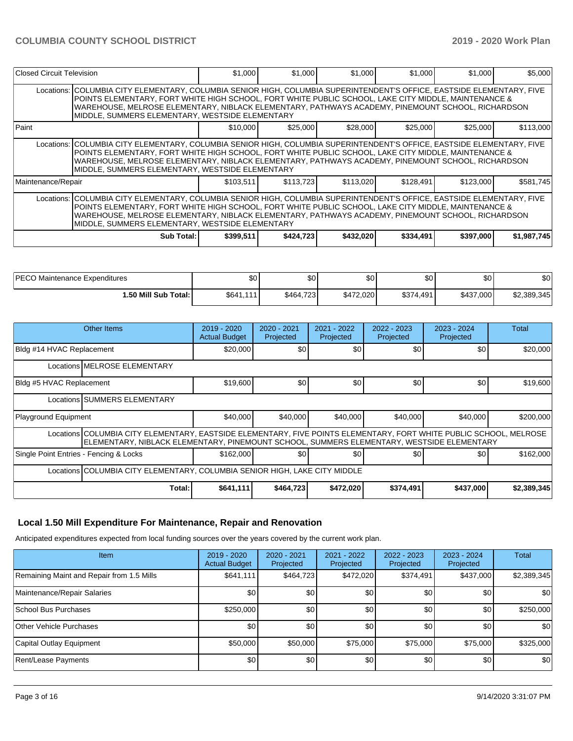| Closed Circuit Television | | $1,000 | $1,000 | $1,000 | $1,000 | $1,000 | $5,000 |
|---|---|---|---|---|---|---|---|
| | Locations: | COLUMBIA CITY ELEMENTARY, COLUMBIA SENIOR HIGH, COLUMBIA SUPERINTENDENT'S OFFICE, EASTSIDE ELEMENTARY, FIVE POINTS ELEMENTARY, FORT WHITE HIGH SCHOOL, FORT WHITE PUBLIC SCHOOL, LAKE CITY MIDDLE, MAINTENANCE & WAREHOUSE, MELROSE ELEMENTARY, NIBLACK ELEMENTARY, PATHWAYS ACADEMY, PINEMOUNT SCHOOL, RICHARDSON MIDDLE, SUMMERS ELEMENTARY, WESTSIDE ELEMENTARY | | | | | |
| Paint | | $10,000 | $25,000 | $28,000 | $25,000 | $25,000 | $113,000 |
| | Locations: | COLUMBIA CITY ELEMENTARY, COLUMBIA SENIOR HIGH, COLUMBIA SUPERINTENDENT'S OFFICE, EASTSIDE ELEMENTARY, FIVE POINTS ELEMENTARY, FORT WHITE HIGH SCHOOL, FORT WHITE PUBLIC SCHOOL, LAKE CITY MIDDLE, MAINTENANCE & WAREHOUSE, MELROSE ELEMENTARY, NIBLACK ELEMENTARY, PATHWAYS ACADEMY, PINEMOUNT SCHOOL, RICHARDSON MIDDLE, SUMMERS ELEMENTARY, WESTSIDE ELEMENTARY | | | | | |
| Maintenance/Repair | | $103,511 | $113,723 | $113,020 | $128,491 | $123,000 | $581,745 |
| | Locations: | COLUMBIA CITY ELEMENTARY, COLUMBIA SENIOR HIGH, COLUMBIA SUPERINTENDENT'S OFFICE, EASTSIDE ELEMENTARY, FIVE POINTS ELEMENTARY, FORT WHITE HIGH SCHOOL, FORT WHITE PUBLIC SCHOOL, LAKE CITY MIDDLE, MAINTENANCE & WAREHOUSE, MELROSE ELEMENTARY, NIBLACK ELEMENTARY, PATHWAYS ACADEMY, PINEMOUNT SCHOOL, RICHARDSON MIDDLE, SUMMERS ELEMENTARY, WESTSIDE ELEMENTARY | | | | | |
| | Sub Total: | $399,511 | $424,723 | $432,020 | $334,491 | $397,000 | $1,987,745 |

| | | | | | | |
|---|---|---|---|---|---|---|
| PECO Maintenance Expenditures | $0 | $0 | $0 | $0 | $0 | $0 |
| 1.50 Mill Sub Total: | $641,111 | $464,723 | $472,020 | $374,491 | $437,000 | $2,389,345 |

| Other Items | | 2019 - 2020 Actual Budget | 2020 - 2021 Projected | 2021 - 2022 Projected | 2022 - 2023 Projected | 2023 - 2024 Projected | Total |
|---|---|---|---|---|---|---|---|
| Bldg #14 HVAC Replacement | | $20,000 | $0 | $0 | $0 | $0 | $20,000 |
| | Locations | MELROSE ELEMENTARY | | | | | |
| Bldg #5 HVAC Replacement | | $19,600 | $0 | $0 | $0 | $0 | $19,600 |
| | Locations | SUMMERS ELEMENTARY | | | | | |
| Playground Equipment | | $40,000 | $40,000 | $40,000 | $40,000 | $40,000 | $200,000 |
| | Locations | COLUMBIA CITY ELEMENTARY, EASTSIDE ELEMENTARY, FIVE POINTS ELEMENTARY, FORT WHITE PUBLIC SCHOOL, MELROSE ELEMENTARY, NIBLACK ELEMENTARY, PINEMOUNT SCHOOL, SUMMERS ELEMENTARY, WESTSIDE ELEMENTARY | | | | | |
| Single Point Entries - Fencing & Locks | | $162,000 | $0 | $0 | $0 | $0 | $162,000 |
| | Locations | COLUMBIA CITY ELEMENTARY, COLUMBIA SENIOR HIGH, LAKE CITY MIDDLE | | | | | |
| | Total: | $641,111 | $464,723 | $472,020 | $374,491 | $437,000 | $2,389,345 |

## Local 1.50 Mill Expenditure For Maintenance, Repair and Renovation

Anticipated expenditures expected from local funding sources over the years covered by the current work plan.

| Item | 2019 - 2020 Actual Budget | 2020 - 2021 Projected | 2021 - 2022 Projected | 2022 - 2023 Projected | 2023 - 2024 Projected | Total |
|---|---|---|---|---|---|---|
| Remaining Maint and Repair from 1.5 Mills | $641,111 | $464,723 | $472,020 | $374,491 | $437,000 | $2,389,345 |
| Maintenance/Repair Salaries | $0 | $0 | $0 | $0 | $0 | $0 |
| School Bus Purchases | $250,000 | $0 | $0 | $0 | $0 | $250,000 |
| Other Vehicle Purchases | $0 | $0 | $0 | $0 | $0 | $0 |
| Capital Outlay Equipment | $50,000 | $50,000 | $75,000 | $75,000 | $75,000 | $325,000 |
| Rent/Lease Payments | $0 | $0 | $0 | $0 | $0 | $0 |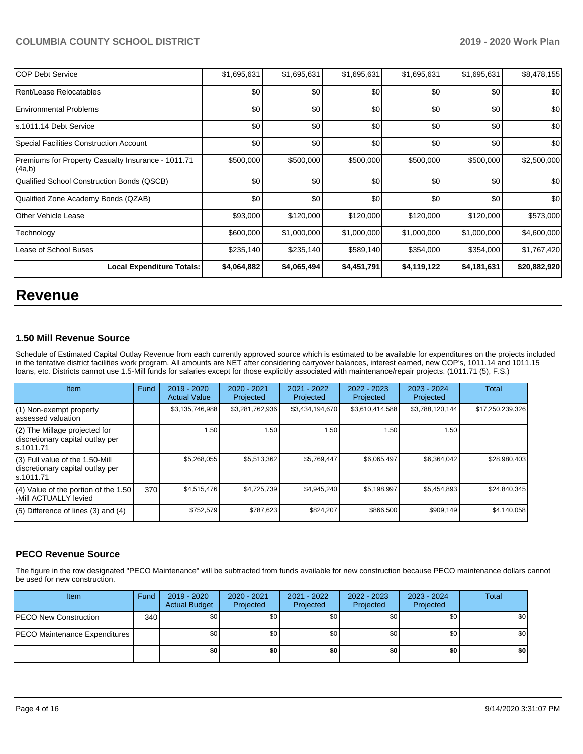| | | | | | | |
|---|---|---|---|---|---|---|
| COP Debt Service | $1,695,631 | $1,695,631 | $1,695,631 | $1,695,631 | $1,695,631 | $8,478,155 |
| Rent/Lease Relocatables | $0 | $0 | $0 | $0 | $0 | $0 |
| Environmental Problems | $0 | $0 | $0 | $0 | $0 | $0 |
| s.1011.14 Debt Service | $0 | $0 | $0 | $0 | $0 | $0 |
| Special Facilities Construction Account | $0 | $0 | $0 | $0 | $0 | $0 |
| Premiums for Property Casualty Insurance - 1011.71 (4a,b) | $500,000 | $500,000 | $500,000 | $500,000 | $500,000 | $2,500,000 |
| Qualified School Construction Bonds (QSCB) | $0 | $0 | $0 | $0 | $0 | $0 |
| Qualified Zone Academy Bonds (QZAB) | $0 | $0 | $0 | $0 | $0 | $0 |
| Other Vehicle Lease | $93,000 | $120,000 | $120,000 | $120,000 | $120,000 | $573,000 |
| Technology | $600,000 | $1,000,000 | $1,000,000 | $1,000,000 | $1,000,000 | $4,600,000 |
| Lease of School Buses | $235,140 | $235,140 | $589,140 | $354,000 | $354,000 | $1,767,420 |
| **Local Expenditure Totals:** | **$4,064,882** | **$4,065,494** | **$4,451,791** | **$4,119,122** | **$4,181,631** | **$20,882,920** |

# Revenue

### 1.50 Mill Revenue Source

Schedule of Estimated Capital Outlay Revenue from each currently approved source which is estimated to be available for expenditures on the projects included in the tentative district facilities work program. All amounts are NET after considering carryover balances, interest earned, new COP's, 1011.14 and 1011.15 loans, etc. Districts cannot use 1.5-Mill funds for salaries except for those explicitly associated with maintenance/repair projects. (1011.71 (5), F.S.)

| Item | Fund | 2019 - 2020 Actual Value | 2020 - 2021 Projected | 2021 - 2022 Projected | 2022 - 2023 Projected | 2023 - 2024 Projected | Total |
|---|---|---|---|---|---|---|---|
| (1) Non-exempt property assessed valuation | | $3,135,746,988 | $3,281,762,936 | $3,434,194,670 | $3,610,414,588 | $3,788,120,144 | $17,250,239,326 |
| (2) The Millage projected for discretionary capital outlay per s.1011.71 | | 1.50 | 1.50 | 1.50 | 1.50 | 1.50 | |
| (3) Full value of the 1.50-Mill discretionary capital outlay per s.1011.71 | | $5,268,055 | $5,513,362 | $5,769,447 | $6,065,497 | $6,364,042 | $28,980,403 |
| (4) Value of the portion of the 1.50 -Mill ACTUALLY levied | 370 | $4,515,476 | $4,725,739 | $4,945,240 | $5,198,997 | $5,454,893 | $24,840,345 |
| (5) Difference of lines (3) and (4) | | $752,579 | $787,623 | $824,207 | $866,500 | $909,149 | $4,140,058 |

### PECO Revenue Source

The figure in the row designated "PECO Maintenance" will be subtracted from funds available for new construction because PECO maintenance dollars cannot be used for new construction.

| Item | Fund | 2019 - 2020 Actual Budget | 2020 - 2021 Projected | 2021 - 2022 Projected | 2022 - 2023 Projected | 2023 - 2024 Projected | Total |
|---|---|---|---|---|---|---|---|
| PECO New Construction | 340 | $0 | $0 | $0 | $0 | $0 | $0 |
| PECO Maintenance Expenditures | | $0 | $0 | $0 | $0 | $0 | $0 |
| | | **$0** | **$0** | **$0** | **$0** | **$0** | **$0** |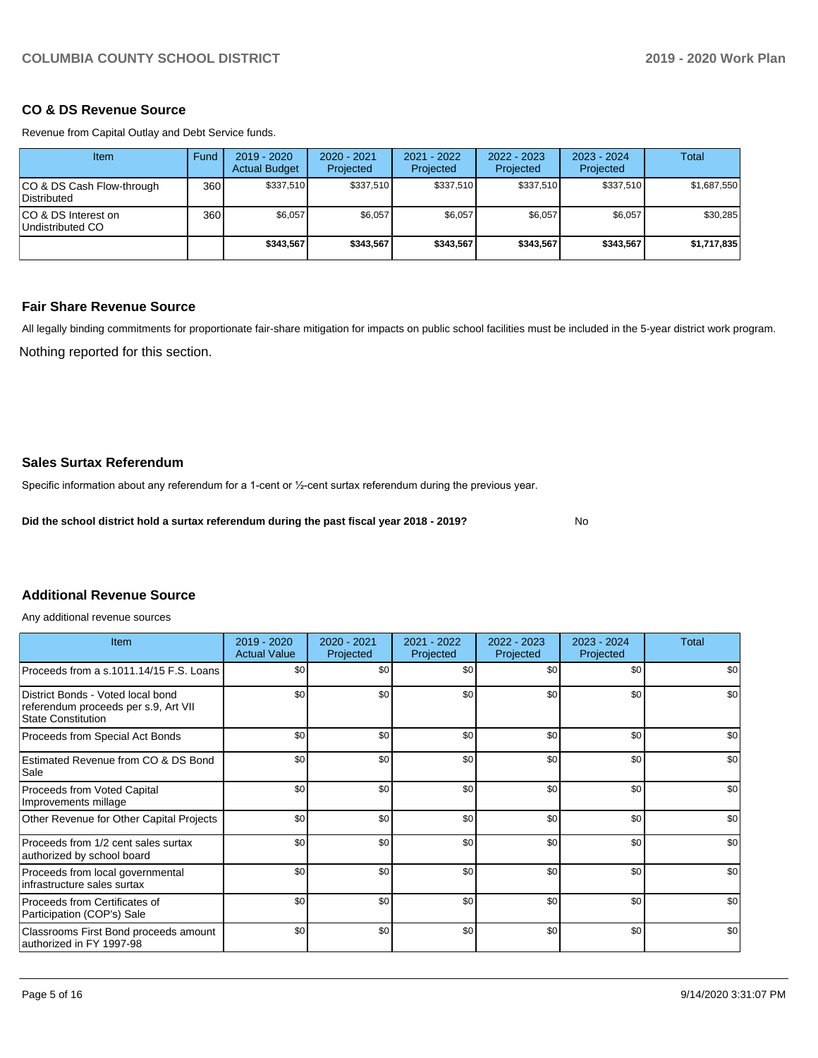### CO & DS Revenue Source

Revenue from Capital Outlay and Debt Service funds.

| Item | Fund | 2019 - 2020 Actual Budget | 2020 - 2021 Projected | 2021 - 2022 Projected | 2022 - 2023 Projected | 2023 - 2024 Projected | Total |
|---|---|---|---|---|---|---|---|
| CO & DS Cash Flow-through Distributed | 360 | $337,510 | $337,510 | $337,510 | $337,510 | $337,510 | $1,687,550 |
| CO & DS Interest on Undistributed CO | 360 | $6,057 | $6,057 | $6,057 | $6,057 | $6,057 | $30,285 |
| | | **$343,567** | **$343,567** | **$343,567** | **$343,567** | **$343,567** | **$1,717,835** |

### Fair Share Revenue Source

All legally binding commitments for proportionate fair-share mitigation for impacts on public school facilities must be included in the 5-year district work program.

Nothing reported for this section.

### Sales Surtax Referendum

Specific information about any referendum for a 1-cent or ½-cent surtax referendum during the previous year.

**Did the school district hold a surtax referendum during the past fiscal year 2018 - 2019?** No

### Additional Revenue Source

Any additional revenue sources

| Item | 2019 - 2020 Actual Value | 2020 - 2021 Projected | 2021 - 2022 Projected | 2022 - 2023 Projected | 2023 - 2024 Projected | Total |
|---|---|---|---|---|---|---|
| Proceeds from a s.1011.14/15 F.S. Loans | $0 | $0 | $0 | $0 | $0 | $0 |
| District Bonds - Voted local bond referendum proceeds per s.9, Art VII State Constitution | $0 | $0 | $0 | $0 | $0 | $0 |
| Proceeds from Special Act Bonds | $0 | $0 | $0 | $0 | $0 | $0 |
| Estimated Revenue from CO & DS Bond Sale | $0 | $0 | $0 | $0 | $0 | $0 |
| Proceeds from Voted Capital Improvements millage | $0 | $0 | $0 | $0 | $0 | $0 |
| Other Revenue for Other Capital Projects | $0 | $0 | $0 | $0 | $0 | $0 |
| Proceeds from 1/2 cent sales surtax authorized by school board | $0 | $0 | $0 | $0 | $0 | $0 |
| Proceeds from local governmental infrastructure sales surtax | $0 | $0 | $0 | $0 | $0 | $0 |
| Proceeds from Certificates of Participation (COP's) Sale | $0 | $0 | $0 | $0 | $0 | $0 |
| Classrooms First Bond proceeds amount authorized in FY 1997-98 | $0 | $0 | $0 | $0 | $0 | $0 |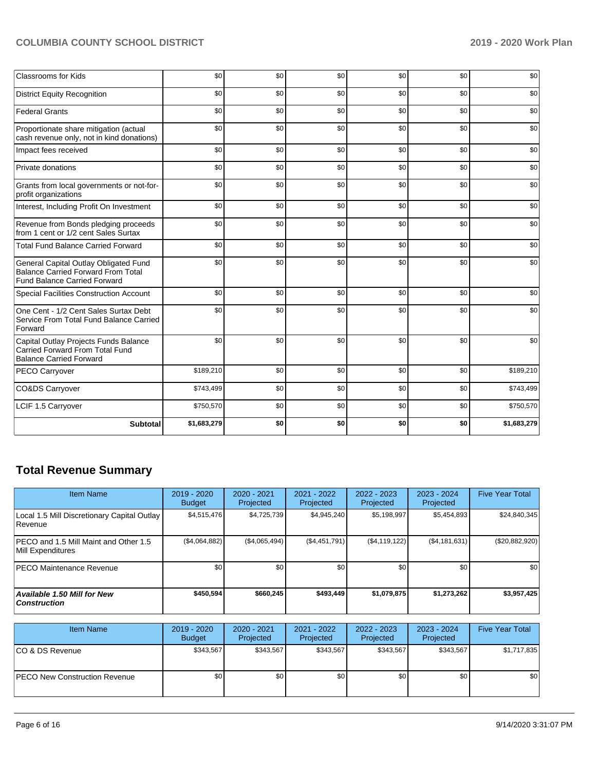| | | | | | | |
|---|---|---|---|---|---|---|
| Classrooms for Kids | $0 | $0 | $0 | $0 | $0 | $0 |
| District Equity Recognition | $0 | $0 | $0 | $0 | $0 | $0 |
| Federal Grants | $0 | $0 | $0 | $0 | $0 | $0 |
| Proportionate share mitigation (actual cash revenue only, not in kind donations) | $0 | $0 | $0 | $0 | $0 | $0 |
| Impact fees received | $0 | $0 | $0 | $0 | $0 | $0 |
| Private donations | $0 | $0 | $0 | $0 | $0 | $0 |
| Grants from local governments or not-for-profit organizations | $0 | $0 | $0 | $0 | $0 | $0 |
| Interest, Including Profit On Investment | $0 | $0 | $0 | $0 | $0 | $0 |
| Revenue from Bonds pledging proceeds from 1 cent or 1/2 cent Sales Surtax | $0 | $0 | $0 | $0 | $0 | $0 |
| Total Fund Balance Carried Forward | $0 | $0 | $0 | $0 | $0 | $0 |
| General Capital Outlay Obligated Fund Balance Carried Forward From Total Fund Balance Carried Forward | $0 | $0 | $0 | $0 | $0 | $0 |
| Special Facilities Construction Account | $0 | $0 | $0 | $0 | $0 | $0 |
| One Cent - 1/2 Cent Sales Surtax Debt Service From Total Fund Balance Carried Forward | $0 | $0 | $0 | $0 | $0 | $0 |
| Capital Outlay Projects Funds Balance Carried Forward From Total Fund Balance Carried Forward | $0 | $0 | $0 | $0 | $0 | $0 |
| PECO Carryover | $189,210 | $0 | $0 | $0 | $0 | $189,210 |
| CO&DS Carryover | $743,499 | $0 | $0 | $0 | $0 | $743,499 |
| LCIF 1.5 Carryover | $750,570 | $0 | $0 | $0 | $0 | $750,570 |
| **Subtotal** | **$1,683,279** | **$0** | **$0** | **$0** | **$0** | **$1,683,279** |

## Total Revenue Summary

| Item Name | 2019 - 2020 Budget | 2020 - 2021 Projected | 2021 - 2022 Projected | 2022 - 2023 Projected | 2023 - 2024 Projected | Five Year Total |
|---|---|---|---|---|---|---|
| Local 1.5 Mill Discretionary Capital Outlay Revenue | $4,515,476 | $4,725,739 | $4,945,240 | $5,198,997 | $5,454,893 | $24,840,345 |
| PECO and 1.5 Mill Maint and Other 1.5 Mill Expenditures | ($4,064,882) | ($4,065,494) | ($4,451,791) | ($4,119,122) | ($4,181,631) | ($20,882,920) |
| PECO Maintenance Revenue | $0 | $0 | $0 | $0 | $0 | $0 |
| ***Available 1.50 Mill for New Construction*** | **$450,594** | **$660,245** | **$493,449** | **$1,079,875** | **$1,273,262** | **$3,957,425** |

| Item Name | 2019 - 2020 Budget | 2020 - 2021 Projected | 2021 - 2022 Projected | 2022 - 2023 Projected | 2023 - 2024 Projected | Five Year Total |
|---|---|---|---|---|---|---|
| CO & DS Revenue | $343,567 | $343,567 | $343,567 | $343,567 | $343,567 | $1,717,835 |
| PECO New Construction Revenue | $0 | $0 | $0 | $0 | $0 | $0 |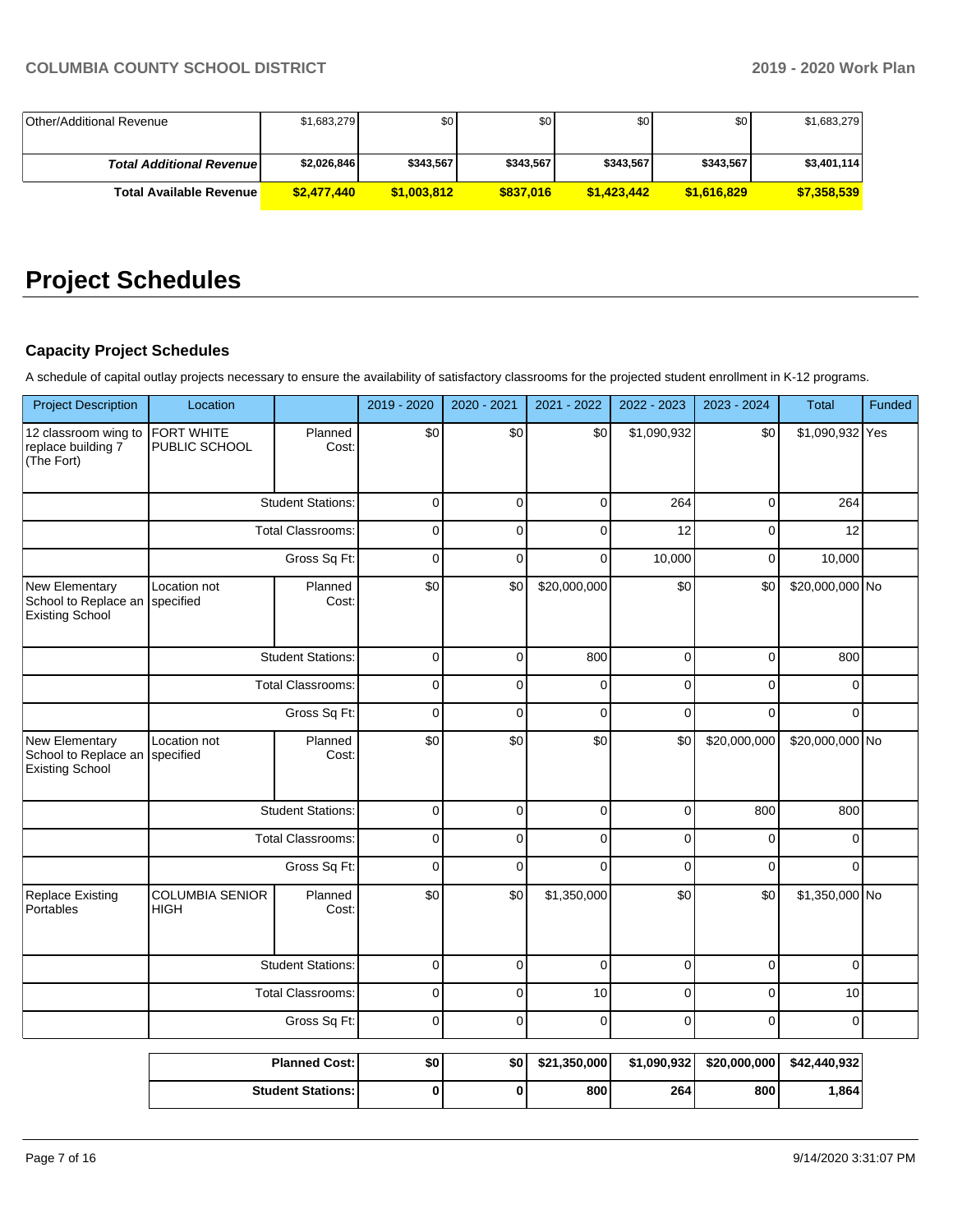| | | | | | | |
|---|---|---|---|---|---|---|
| Other/Additional Revenue | $1,683,279 | $0 | $0 | $0 | $0 | $1,683,279 |
| ***Total Additional Revenue*** | **$2,026,846** | **$343,567** | **$343,567** | **$343,567** | **$343,567** | **$3,401,114** |
| **Total Available Revenue** | **$2,477,440** | **$1,003,812** | **$837,016** | **$1,423,442** | **$1,616,829** | **$7,358,539** |

# Project Schedules

### Capacity Project Schedules

A schedule of capital outlay projects necessary to ensure the availability of satisfactory classrooms for the projected student enrollment in K-12 programs.

| Project Description | Location | | 2019 - 2020 | 2020 - 2021 | 2021 - 2022 | 2022 - 2023 | 2023 - 2024 | Total | Funded |
|---|---|---|---|---|---|---|---|---|---|
| 12 classroom wing to replace building 7 (The Fort) | FORT WHITE PUBLIC SCHOOL | Planned Cost: | $0 | $0 | $0 | $1,090,932 | $0 | $1,090,932 | Yes |
| | | Student Stations: | 0 | 0 | 0 | 264 | 0 | 264 | |
| | | Total Classrooms: | 0 | 0 | 0 | 12 | 0 | 12 | |
| | | Gross Sq Ft: | 0 | 0 | 0 | 10,000 | 0 | 10,000 | |
| New Elementary School to Replace an Existing School | Location not specified | Planned Cost: | $0 | $0 | $20,000,000 | $0 | $0 | $20,000,000 | No |
| | | Student Stations: | 0 | 0 | 800 | 0 | 0 | 800 | |
| | | Total Classrooms: | 0 | 0 | 0 | 0 | 0 | 0 | |
| | | Gross Sq Ft: | 0 | 0 | 0 | 0 | 0 | 0 | |
| New Elementary School to Replace an Existing School | Location not specified | Planned Cost: | $0 | $0 | $0 | $0 | $20,000,000 | $20,000,000 | No |
| | | Student Stations: | 0 | 0 | 0 | 0 | 800 | 800 | |
| | | Total Classrooms: | 0 | 0 | 0 | 0 | 0 | 0 | |
| | | Gross Sq Ft: | 0 | 0 | 0 | 0 | 0 | 0 | |
| Replace Existing Portables | COLUMBIA SENIOR HIGH | Planned Cost: | $0 | $0 | $1,350,000 | $0 | $0 | $1,350,000 | No |
| | | Student Stations: | 0 | 0 | 0 | 0 | 0 | 0 | |
| | | Total Classrooms: | 0 | 0 | 10 | 0 | 0 | 10 | |
| | | Gross Sq Ft: | 0 | 0 | 0 | 0 | 0 | 0 | |

| | | | | | | |
|---|---|---|---|---|---|---|
| **Planned Cost:** | **$0** | **$0** | **$21,350,000** | **$1,090,932** | **$20,000,000** | **$42,440,932** |
| **Student Stations:** | **0** | **0** | **800** | **264** | **800** | **1,864** |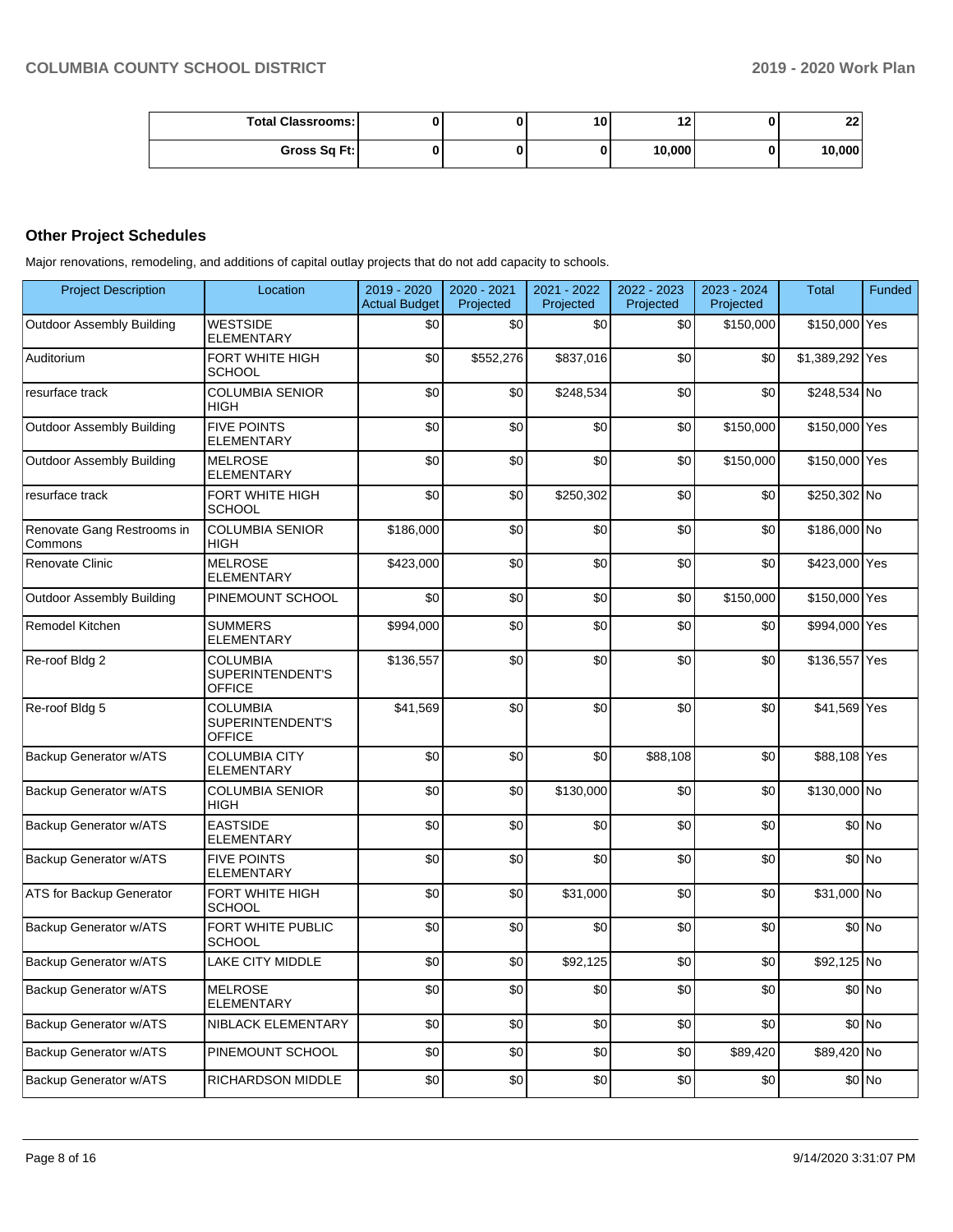| Total Classrooms: | 0 | 0 | 10 | 12 | 0 | 22 |
|---|---|---|---|---|---|---|
| Gross Sq Ft: | 0 | 0 | 0 | 10,000 | 0 | 10,000 |

## Other Project Schedules

Major renovations, remodeling, and additions of capital outlay projects that do not add capacity to schools.

| Project Description | Location | 2019 - 2020 Actual Budget | 2020 - 2021 Projected | 2021 - 2022 Projected | 2022 - 2023 Projected | 2023 - 2024 Projected | Total | Funded |
|---|---|---|---|---|---|---|---|---|
| Outdoor Assembly Building | WESTSIDE ELEMENTARY | $0 | $0 | $0 | $0 | $150,000 | $150,000 | Yes |
| Auditorium | FORT WHITE HIGH SCHOOL | $0 | $552,276 | $837,016 | $0 | $0 | $1,389,292 | Yes |
| resurface track | COLUMBIA SENIOR HIGH | $0 | $0 | $248,534 | $0 | $0 | $248,534 | No |
| Outdoor Assembly Building | FIVE POINTS ELEMENTARY | $0 | $0 | $0 | $0 | $150,000 | $150,000 | Yes |
| Outdoor Assembly Building | MELROSE ELEMENTARY | $0 | $0 | $0 | $0 | $150,000 | $150,000 | Yes |
| resurface track | FORT WHITE HIGH SCHOOL | $0 | $0 | $250,302 | $0 | $0 | $250,302 | No |
| Renovate Gang Restrooms in Commons | COLUMBIA SENIOR HIGH | $186,000 | $0 | $0 | $0 | $0 | $186,000 | No |
| Renovate Clinic | MELROSE ELEMENTARY | $423,000 | $0 | $0 | $0 | $0 | $423,000 | Yes |
| Outdoor Assembly Building | PINEMOUNT SCHOOL | $0 | $0 | $0 | $0 | $150,000 | $150,000 | Yes |
| Remodel Kitchen | SUMMERS ELEMENTARY | $994,000 | $0 | $0 | $0 | $0 | $994,000 | Yes |
| Re-roof Bldg 2 | COLUMBIA SUPERINTENDENT'S OFFICE | $136,557 | $0 | $0 | $0 | $0 | $136,557 | Yes |
| Re-roof Bldg 5 | COLUMBIA SUPERINTENDENT'S OFFICE | $41,569 | $0 | $0 | $0 | $0 | $41,569 | Yes |
| Backup Generator w/ATS | COLUMBIA CITY ELEMENTARY | $0 | $0 | $0 | $88,108 | $0 | $88,108 | Yes |
| Backup Generator w/ATS | COLUMBIA SENIOR HIGH | $0 | $0 | $130,000 | $0 | $0 | $130,000 | No |
| Backup Generator w/ATS | EASTSIDE ELEMENTARY | $0 | $0 | $0 | $0 | $0 | $0 | No |
| Backup Generator w/ATS | FIVE POINTS ELEMENTARY | $0 | $0 | $0 | $0 | $0 | $0 | No |
| ATS for Backup Generator | FORT WHITE HIGH SCHOOL | $0 | $0 | $31,000 | $0 | $0 | $31,000 | No |
| Backup Generator w/ATS | FORT WHITE PUBLIC SCHOOL | $0 | $0 | $0 | $0 | $0 | $0 | No |
| Backup Generator w/ATS | LAKE CITY MIDDLE | $0 | $0 | $92,125 | $0 | $0 | $92,125 | No |
| Backup Generator w/ATS | MELROSE ELEMENTARY | $0 | $0 | $0 | $0 | $0 | $0 | No |
| Backup Generator w/ATS | NIBLACK ELEMENTARY | $0 | $0 | $0 | $0 | $0 | $0 | No |
| Backup Generator w/ATS | PINEMOUNT SCHOOL | $0 | $0 | $0 | $0 | $89,420 | $89,420 | No |
| Backup Generator w/ATS | RICHARDSON MIDDLE | $0 | $0 | $0 | $0 | $0 | $0 | No |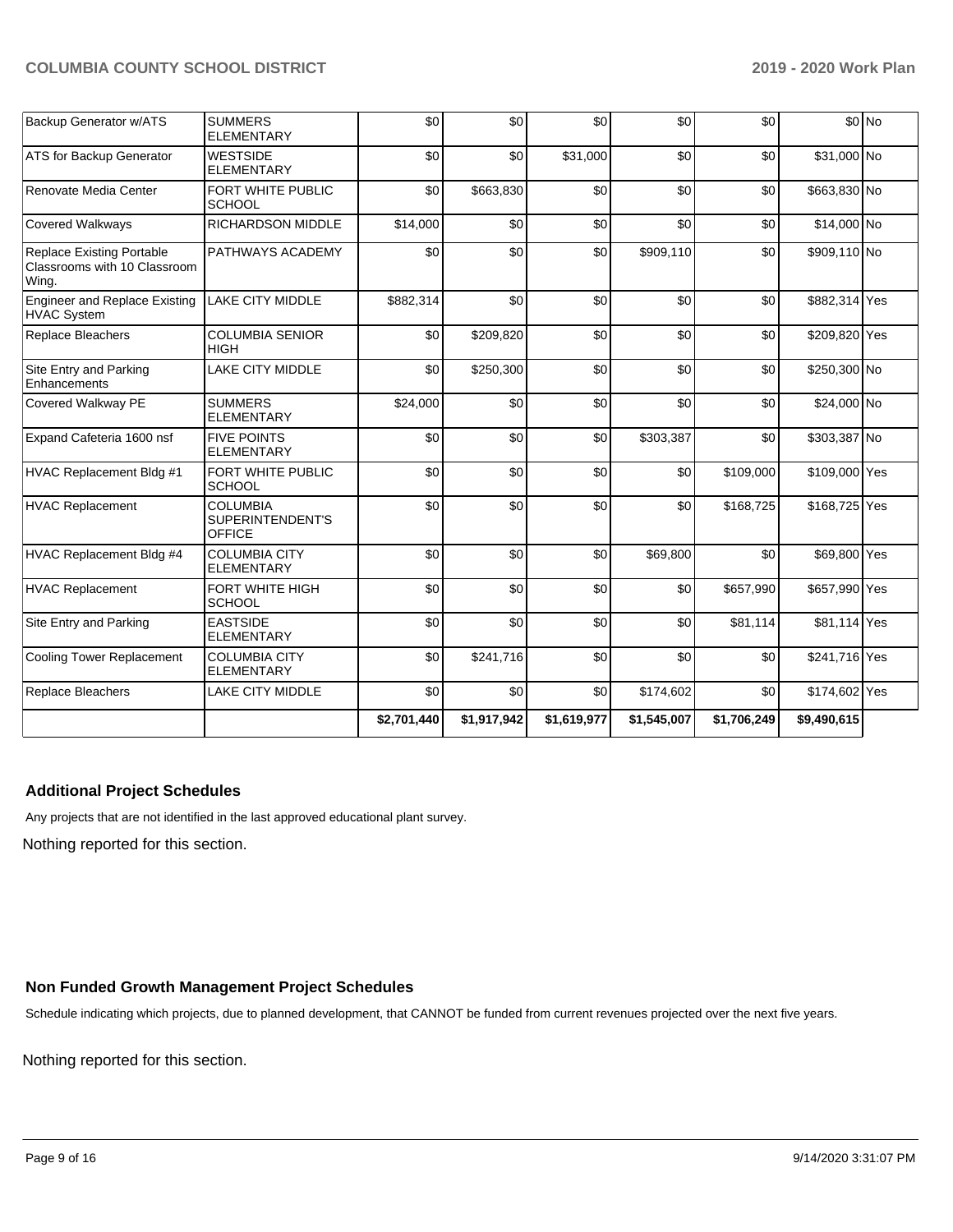| | | | | | | | | |
|---|---|---|---|---|---|---|---|---|
| Backup Generator w/ATS | SUMMERS ELEMENTARY | $0 | $0 | $0 | $0 | $0 | $0 | No |
| ATS for Backup Generator | WESTSIDE ELEMENTARY | $0 | $0 | $31,000 | $0 | $0 | $31,000 | No |
| Renovate Media Center | FORT WHITE PUBLIC SCHOOL | $0 | $663,830 | $0 | $0 | $0 | $663,830 | No |
| Covered Walkways | RICHARDSON MIDDLE | $14,000 | $0 | $0 | $0 | $0 | $14,000 | No |
| Replace Existing Portable Classrooms with 10 Classroom Wing. | PATHWAYS ACADEMY | $0 | $0 | $0 | $909,110 | $0 | $909,110 | No |
| Engineer and Replace Existing HVAC System | LAKE CITY MIDDLE | $882,314 | $0 | $0 | $0 | $0 | $882,314 | Yes |
| Replace Bleachers | COLUMBIA SENIOR HIGH | $0 | $209,820 | $0 | $0 | $0 | $209,820 | Yes |
| Site Entry and Parking Enhancements | LAKE CITY MIDDLE | $0 | $250,300 | $0 | $0 | $0 | $250,300 | No |
| Covered Walkway PE | SUMMERS ELEMENTARY | $24,000 | $0 | $0 | $0 | $0 | $24,000 | No |
| Expand Cafeteria 1600 nsf | FIVE POINTS ELEMENTARY | $0 | $0 | $0 | $303,387 | $0 | $303,387 | No |
| HVAC Replacement Bldg #1 | FORT WHITE PUBLIC SCHOOL | $0 | $0 | $0 | $0 | $109,000 | $109,000 | Yes |
| HVAC Replacement | COLUMBIA SUPERINTENDENT'S OFFICE | $0 | $0 | $0 | $0 | $168,725 | $168,725 | Yes |
| HVAC Replacement Bldg #4 | COLUMBIA CITY ELEMENTARY | $0 | $0 | $0 | $69,800 | $0 | $69,800 | Yes |
| HVAC Replacement | FORT WHITE HIGH SCHOOL | $0 | $0 | $0 | $0 | $657,990 | $657,990 | Yes |
| Site Entry and Parking | EASTSIDE ELEMENTARY | $0 | $0 | $0 | $0 | $81,114 | $81,114 | Yes |
| Cooling Tower Replacement | COLUMBIA CITY ELEMENTARY | $0 | $241,716 | $0 | $0 | $0 | $241,716 | Yes |
| Replace Bleachers | LAKE CITY MIDDLE | $0 | $0 | $0 | $174,602 | $0 | $174,602 | Yes |
| | | $2,701,440 | $1,917,942 | $1,619,977 | $1,545,007 | $1,706,249 | $9,490,615 | |

### Additional Project Schedules

Any projects that are not identified in the last approved educational plant survey.

Nothing reported for this section.

### Non Funded Growth Management Project Schedules

Schedule indicating which projects, due to planned development, that CANNOT be funded from current revenues projected over the next five years.

Nothing reported for this section.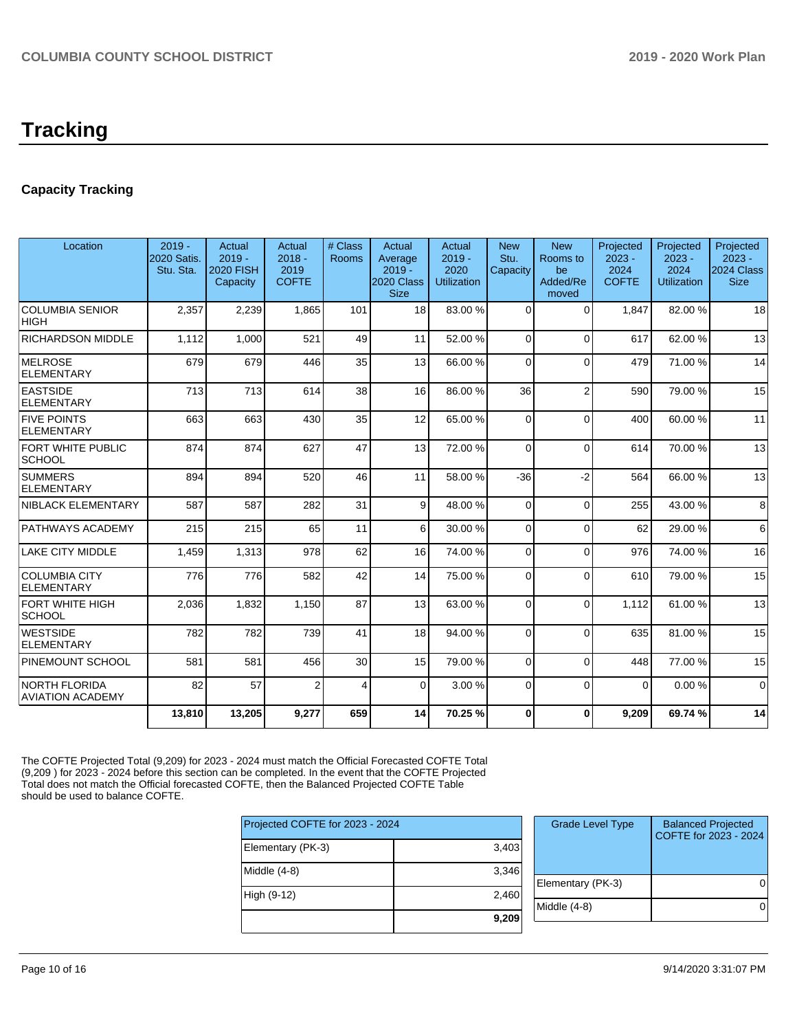# Tracking

## Capacity Tracking

| Location | 2019 - 2020 Satis. Stu. Sta. | Actual 2019 - 2020 FISH Capacity | Actual 2018 - 2019 COFTE | # Class Rooms | Actual Average 2019 - 2020 Class Size | Actual 2019 - 2020 Utilization | New Stu. Capacity | New Rooms to be Added/Removed | Projected 2023 - 2024 COFTE | Projected 2023 - 2024 Utilization | Projected 2023 - 2024 Class Size |
|---|---|---|---|---|---|---|---|---|---|---|---|
| COLUMBIA SENIOR HIGH | 2,357 | 2,239 | 1,865 | 101 | 18 | 83.00 % | 0 | 0 | 1,847 | 82.00 % | 18 |
| RICHARDSON MIDDLE | 1,112 | 1,000 | 521 | 49 | 11 | 52.00 % | 0 | 0 | 617 | 62.00 % | 13 |
| MELROSE ELEMENTARY | 679 | 679 | 446 | 35 | 13 | 66.00 % | 0 | 0 | 479 | 71.00 % | 14 |
| EASTSIDE ELEMENTARY | 713 | 713 | 614 | 38 | 16 | 86.00 % | 36 | 2 | 590 | 79.00 % | 15 |
| FIVE POINTS ELEMENTARY | 663 | 663 | 430 | 35 | 12 | 65.00 % | 0 | 0 | 400 | 60.00 % | 11 |
| FORT WHITE PUBLIC SCHOOL | 874 | 874 | 627 | 47 | 13 | 72.00 % | 0 | 0 | 614 | 70.00 % | 13 |
| SUMMERS ELEMENTARY | 894 | 894 | 520 | 46 | 11 | 58.00 % | -36 | -2 | 564 | 66.00 % | 13 |
| NIBLACK ELEMENTARY | 587 | 587 | 282 | 31 | 9 | 48.00 % | 0 | 0 | 255 | 43.00 % | 8 |
| PATHWAYS ACADEMY | 215 | 215 | 65 | 11 | 6 | 30.00 % | 0 | 0 | 62 | 29.00 % | 6 |
| LAKE CITY MIDDLE | 1,459 | 1,313 | 978 | 62 | 16 | 74.00 % | 0 | 0 | 976 | 74.00 % | 16 |
| COLUMBIA CITY ELEMENTARY | 776 | 776 | 582 | 42 | 14 | 75.00 % | 0 | 0 | 610 | 79.00 % | 15 |
| FORT WHITE HIGH SCHOOL | 2,036 | 1,832 | 1,150 | 87 | 13 | 63.00 % | 0 | 0 | 1,112 | 61.00 % | 13 |
| WESTSIDE ELEMENTARY | 782 | 782 | 739 | 41 | 18 | 94.00 % | 0 | 0 | 635 | 81.00 % | 15 |
| PINEMOUNT SCHOOL | 581 | 581 | 456 | 30 | 15 | 79.00 % | 0 | 0 | 448 | 77.00 % | 15 |
| NORTH FLORIDA AVIATION ACADEMY | 82 | 57 | 2 | 4 | 0 | 3.00 % | 0 | 0 | 0 | 0.00 % | 0 |
| | **13,810** | **13,205** | **9,277** | **659** | **14** | **70.25 %** | **0** | **0** | **9,209** | **69.74 %** | **14** |

The COFTE Projected Total (9,209) for 2023 - 2024 must match the Official Forecasted COFTE Total (9,209 ) for 2023 - 2024 before this section can be completed. In the event that the COFTE Projected Total does not match the Official forecasted COFTE, then the Balanced Projected COFTE Table should be used to balance COFTE.

| Projected COFTE for 2023 - 2024 | |
|---|---|
| Elementary (PK-3) | 3,403 |
| Middle (4-8) | 3,346 |
| High (9-12) | 2,460 |
| | **9,209** |

| Grade Level Type | Balanced Projected COFTE for 2023 - 2024 |
|---|---|
| Elementary (PK-3) | 0 |
| Middle (4-8) | 0 |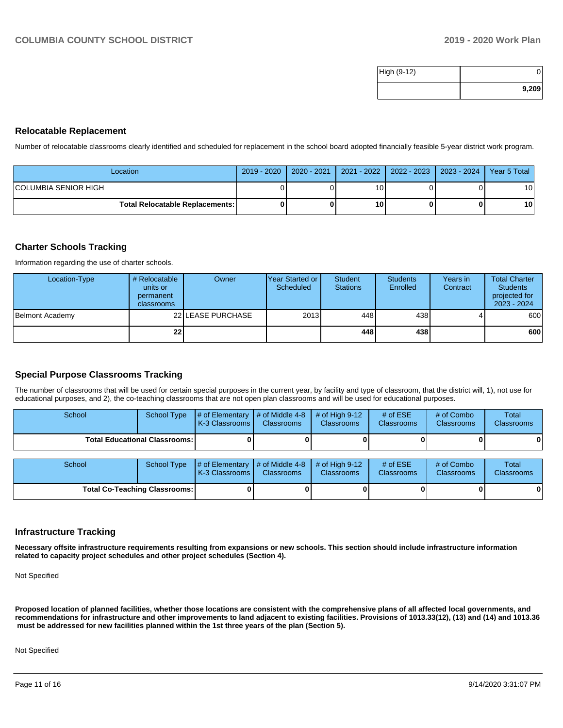| High (9-12) | 0 |
| --- | --- |
| | **9,209** |

## Relocatable Replacement

Number of relocatable classrooms clearly identified and scheduled for replacement in the school board adopted financially feasible 5-year district work program.

| Location | 2019 - 2020 | 2020 - 2021 | 2021 - 2022 | 2022 - 2023 | 2023 - 2024 | Year 5 Total |
| --- | --- | --- | --- | --- | --- | --- |
| COLUMBIA SENIOR HIGH | 0 | 0 | 10 | 0 | 0 | 10 |
| **Total Relocatable Replacements:** | **0** | **0** | **10** | **0** | **0** | **10** |

## Charter Schools Tracking

Information regarding the use of charter schools.

| Location-Type | # Relocatable units or permanent classrooms | Owner | Year Started or Scheduled | Student Stations | Students Enrolled | Years in Contract | Total Charter Students projected for 2023 - 2024 |
| --- | --- | --- | --- | --- | --- | --- | --- |
| Belmont Academy | 22 | LEASE PURCHASE | 2013 | 448 | 438 | 4 | 600 |
| | **22** | | | **448** | **438** | | **600** |

## Special Purpose Classrooms Tracking

The number of classrooms that will be used for certain special purposes in the current year, by facility and type of classroom, that the district will, 1), not use for educational purposes, and 2), the co-teaching classrooms that are not open plan classrooms and will be used for educational purposes.

| School | School Type | # of Elementary K-3 Classrooms | # of Middle 4-8 Classrooms | # of High 9-12 Classrooms | # of ESE Classrooms | # of Combo Classrooms | Total Classrooms |
| --- | --- | --- | --- | --- | --- | --- | --- |
| **Total Educational Classrooms:** | | **0** | **0** | **0** | **0** | **0** | **0** |

| School | School Type | # of Elementary K-3 Classrooms | # of Middle 4-8 Classrooms | # of High 9-12 Classrooms | # of ESE Classrooms | # of Combo Classrooms | Total Classrooms |
| --- | --- | --- | --- | --- | --- | --- | --- |
| **Total Co-Teaching Classrooms:** | | **0** | **0** | **0** | **0** | **0** | **0** |

## Infrastructure Tracking

**Necessary offsite infrastructure requirements resulting from expansions or new schools. This section should include infrastructure information related to capacity project schedules and other project schedules (Section 4).**

Not Specified

**Proposed location of planned facilities, whether those locations are consistent with the comprehensive plans of all affected local governments, and recommendations for infrastructure and other improvements to land adjacent to existing facilities. Provisions of 1013.33(12), (13) and (14) and 1013.36 must be addressed for new facilities planned within the 1st three years of the plan (Section 5).**

Not Specified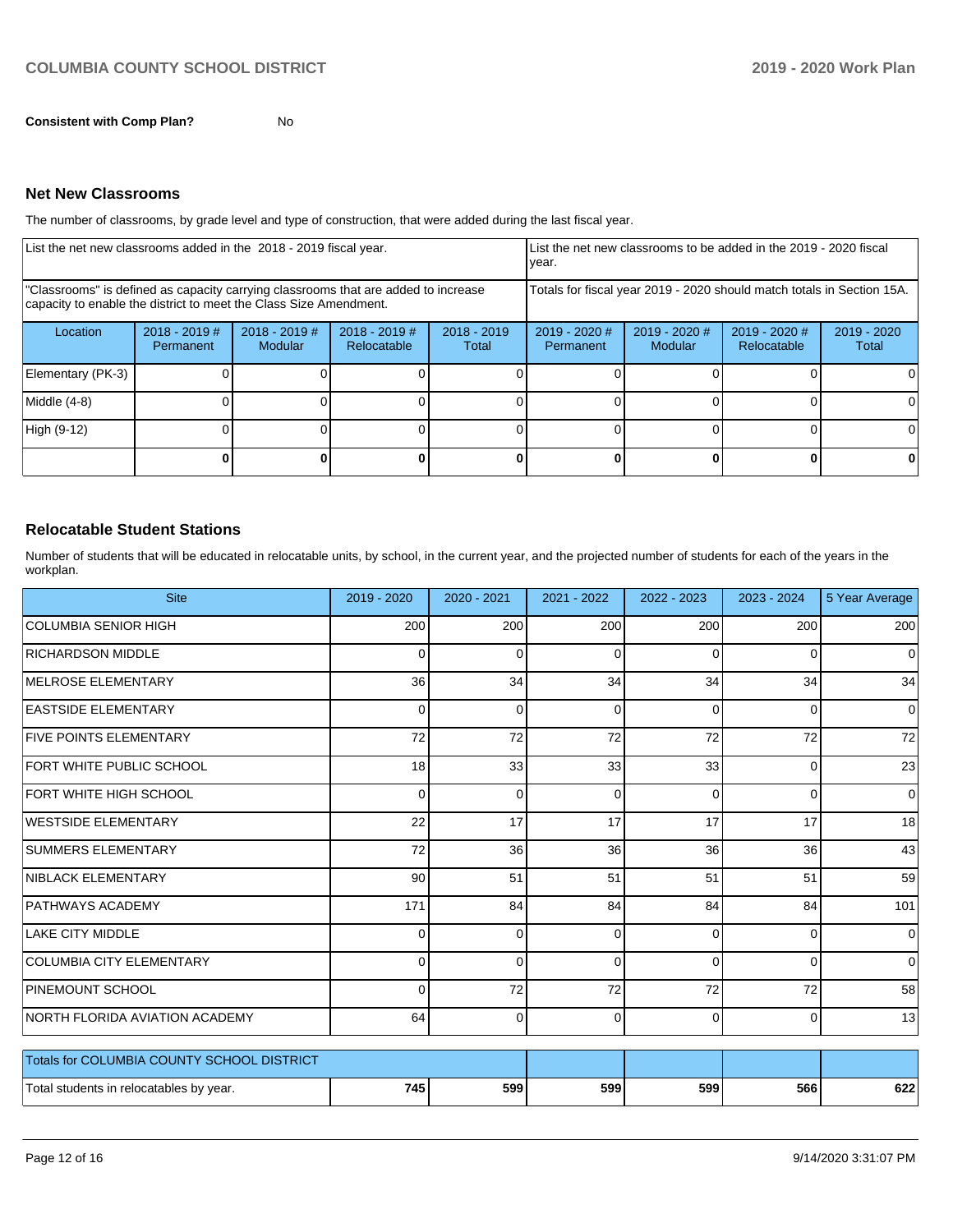**Consistent with Comp Plan?** No

## Net New Classrooms

The number of classrooms, by grade level and type of construction, that were added during the last fiscal year.

| List the net new classrooms added in the 2018 - 2019 fiscal year. | | | | | List the net new classrooms to be added in the 2019 - 2020 fiscal year. | | | |
|---|---|---|---|---|---|---|---|---|
| "Classrooms" is defined as capacity carrying classrooms that are added to increase capacity to enable the district to meet the Class Size Amendment. | | | | | Totals for fiscal year 2019 - 2020 should match totals in Section 15A. | | | |
| Location | 2018 - 2019 # Permanent | 2018 - 2019 # Modular | 2018 - 2019 # Relocatable | 2018 - 2019 Total | 2019 - 2020 # Permanent | 2019 - 2020 # Modular | 2019 - 2020 # Relocatable | 2019 - 2020 Total |
| Elementary (PK-3) | 0 | 0 | 0 | 0 | 0 | 0 | 0 | 0 |
| Middle (4-8) | 0 | 0 | 0 | 0 | 0 | 0 | 0 | 0 |
| High (9-12) | 0 | 0 | 0 | 0 | 0 | 0 | 0 | 0 |
| | **0** | **0** | **0** | **0** | **0** | **0** | **0** | **0** |

## Relocatable Student Stations

Number of students that will be educated in relocatable units, by school, in the current year, and the projected number of students for each of the years in the workplan.

| Site | 2019 - 2020 | 2020 - 2021 | 2021 - 2022 | 2022 - 2023 | 2023 - 2024 | 5 Year Average |
|---|---|---|---|---|---|---|
| COLUMBIA SENIOR HIGH | 200 | 200 | 200 | 200 | 200 | 200 |
| RICHARDSON MIDDLE | 0 | 0 | 0 | 0 | 0 | 0 |
| MELROSE ELEMENTARY | 36 | 34 | 34 | 34 | 34 | 34 |
| EASTSIDE ELEMENTARY | 0 | 0 | 0 | 0 | 0 | 0 |
| FIVE POINTS ELEMENTARY | 72 | 72 | 72 | 72 | 72 | 72 |
| FORT WHITE PUBLIC SCHOOL | 18 | 33 | 33 | 33 | 0 | 23 |
| FORT WHITE HIGH SCHOOL | 0 | 0 | 0 | 0 | 0 | 0 |
| WESTSIDE ELEMENTARY | 22 | 17 | 17 | 17 | 17 | 18 |
| SUMMERS ELEMENTARY | 72 | 36 | 36 | 36 | 36 | 43 |
| NIBLACK ELEMENTARY | 90 | 51 | 51 | 51 | 51 | 59 |
| PATHWAYS ACADEMY | 171 | 84 | 84 | 84 | 84 | 101 |
| LAKE CITY MIDDLE | 0 | 0 | 0 | 0 | 0 | 0 |
| COLUMBIA CITY ELEMENTARY | 0 | 0 | 0 | 0 | 0 | 0 |
| PINEMOUNT SCHOOL | 0 | 72 | 72 | 72 | 72 | 58 |
| NORTH FLORIDA AVIATION ACADEMY | 64 | 0 | 0 | 0 | 0 | 13 |
| Totals for COLUMBIA COUNTY SCHOOL DISTRICT | | | | | | |
| Total students in relocatables by year. | **745** | **599** | **599** | **599** | **566** | **622** |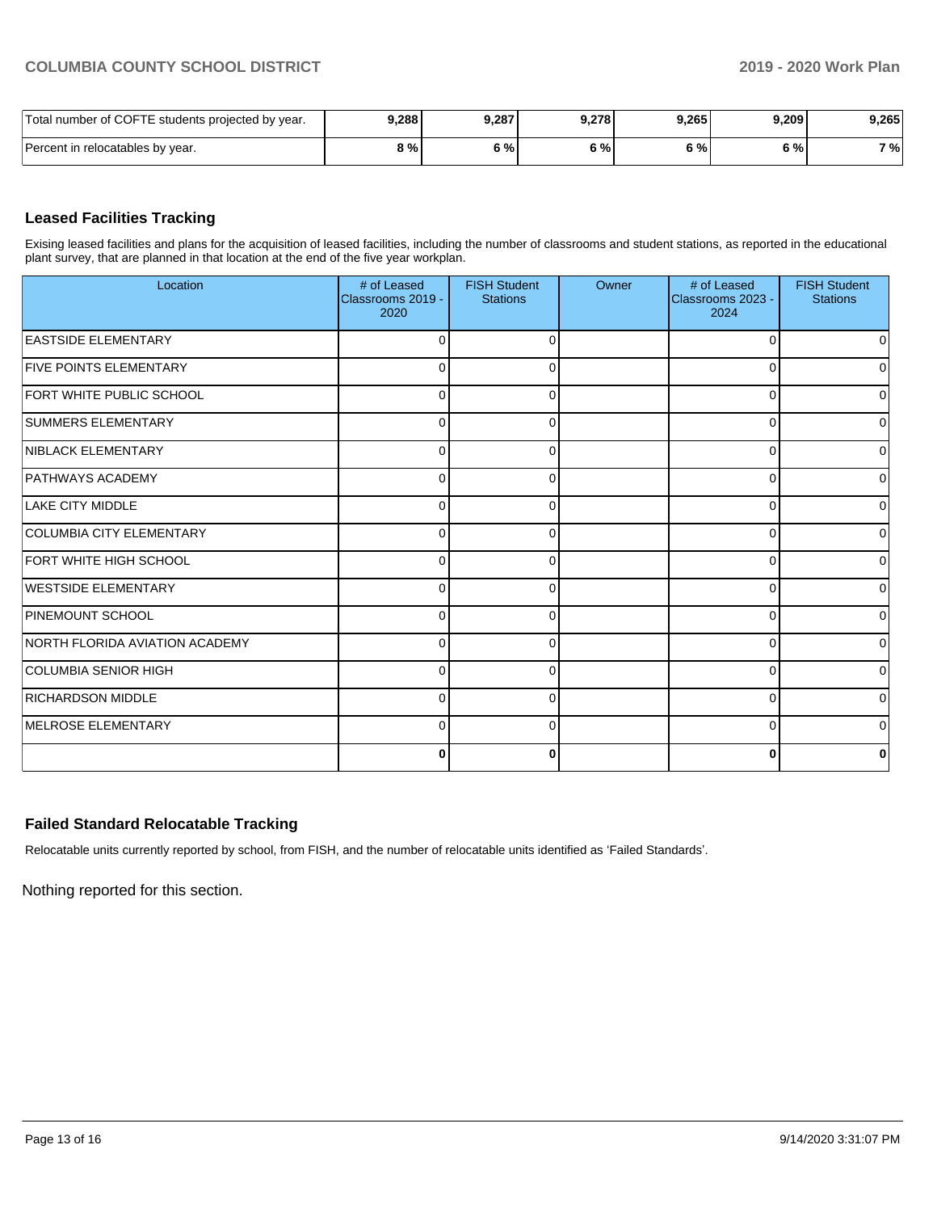| | | | | | | |
|---|---|---|---|---|---|---|
| Total number of COFTE students projected by year. | 9,288 | 9,287 | 9,278 | 9,265 | 9,209 | 9,265 |
| Percent in relocatables by year. | 8 % | 6 % | 6 % | 6 % | 6 % | 7 % |

## Leased Facilities Tracking

Exising leased facilities and plans for the acquisition of leased facilities, including the number of classrooms and student stations, as reported in the educational plant survey, that are planned in that location at the end of the five year workplan.

| Location | # of Leased Classrooms 2019 - 2020 | FISH Student Stations | Owner | # of Leased Classrooms 2023 - 2024 | FISH Student Stations |
|---|---|---|---|---|---|
| EASTSIDE ELEMENTARY | 0 | 0 | | 0 | 0 |
| FIVE POINTS ELEMENTARY | 0 | 0 | | 0 | 0 |
| FORT WHITE PUBLIC SCHOOL | 0 | 0 | | 0 | 0 |
| SUMMERS ELEMENTARY | 0 | 0 | | 0 | 0 |
| NIBLACK ELEMENTARY | 0 | 0 | | 0 | 0 |
| PATHWAYS ACADEMY | 0 | 0 | | 0 | 0 |
| LAKE CITY MIDDLE | 0 | 0 | | 0 | 0 |
| COLUMBIA CITY ELEMENTARY | 0 | 0 | | 0 | 0 |
| FORT WHITE HIGH SCHOOL | 0 | 0 | | 0 | 0 |
| WESTSIDE ELEMENTARY | 0 | 0 | | 0 | 0 |
| PINEMOUNT SCHOOL | 0 | 0 | | 0 | 0 |
| NORTH FLORIDA AVIATION ACADEMY | 0 | 0 | | 0 | 0 |
| COLUMBIA SENIOR HIGH | 0 | 0 | | 0 | 0 |
| RICHARDSON MIDDLE | 0 | 0 | | 0 | 0 |
| MELROSE ELEMENTARY | 0 | 0 | | 0 | 0 |
| | **0** | **0** | | **0** | **0** |

## Failed Standard Relocatable Tracking

Relocatable units currently reported by school, from FISH, and the number of relocatable units identified as 'Failed Standards'.

Nothing reported for this section.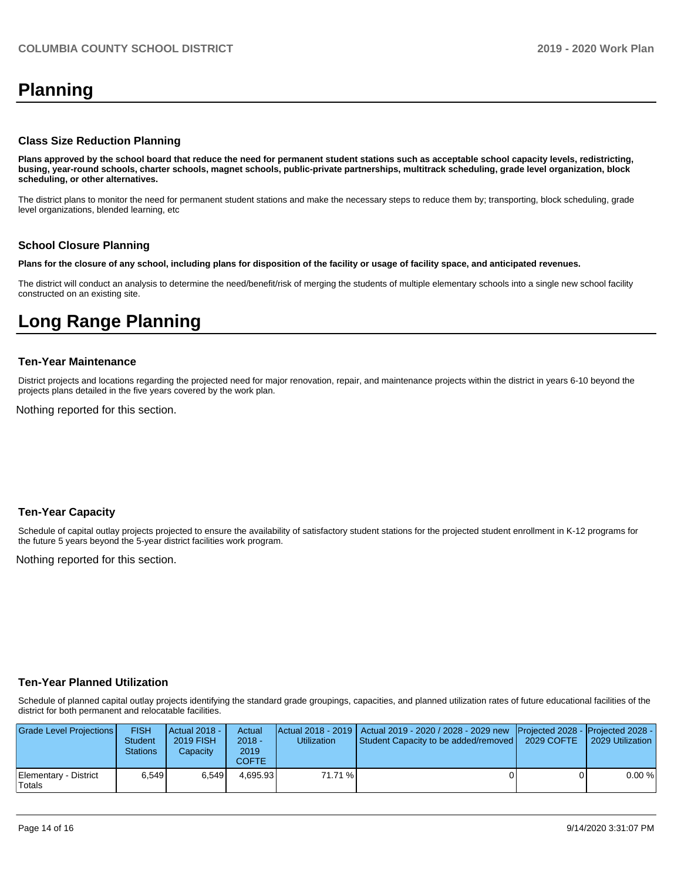# Planning

### Class Size Reduction Planning

**Plans approved by the school board that reduce the need for permanent student stations such as acceptable school capacity levels, redistricting, busing, year-round schools, charter schools, magnet schools, public-private partnerships, multitrack scheduling, grade level organization, block scheduling, or other alternatives.**

The district plans to monitor the need for permanent student stations and make the necessary steps to reduce them by; transporting, block scheduling, grade level organizations, blended learning, etc

### School Closure Planning

**Plans for the closure of any school, including plans for disposition of the facility or usage of facility space, and anticipated revenues.**

The district will conduct an analysis to determine the need/benefit/risk of merging the students of multiple elementary schools into a single new school facility constructed on an existing site.

# Long Range Planning

### Ten-Year Maintenance

District projects and locations regarding the projected need for major renovation, repair, and maintenance projects within the district in years 6-10 beyond the projects plans detailed in the five years covered by the work plan.

Nothing reported for this section.

### Ten-Year Capacity

Schedule of capital outlay projects projected to ensure the availability of satisfactory student stations for the projected student enrollment in K-12 programs for the future 5 years beyond the 5-year district facilities work program.

Nothing reported for this section.

### Ten-Year Planned Utilization

Schedule of planned capital outlay projects identifying the standard grade groupings, capacities, and planned utilization rates of future educational facilities of the district for both permanent and relocatable facilities.

| Grade Level Projections | FISH Student Stations | Actual 2018 - 2019 FISH Capacity | Actual 2018 - 2019 COFTE | Actual 2018 - 2019 Utilization | Actual 2019 - 2020 / 2028 - 2029 new Student Capacity to be added/removed | Projected 2028 - 2029 COFTE | Projected 2028 - 2029 Utilization |
|---|---|---|---|---|---|---|---|
| Elementary - District Totals | 6,549 | 6,549 | 4,695.93 | 71.71 % | 0 | 0 | 0.00 % |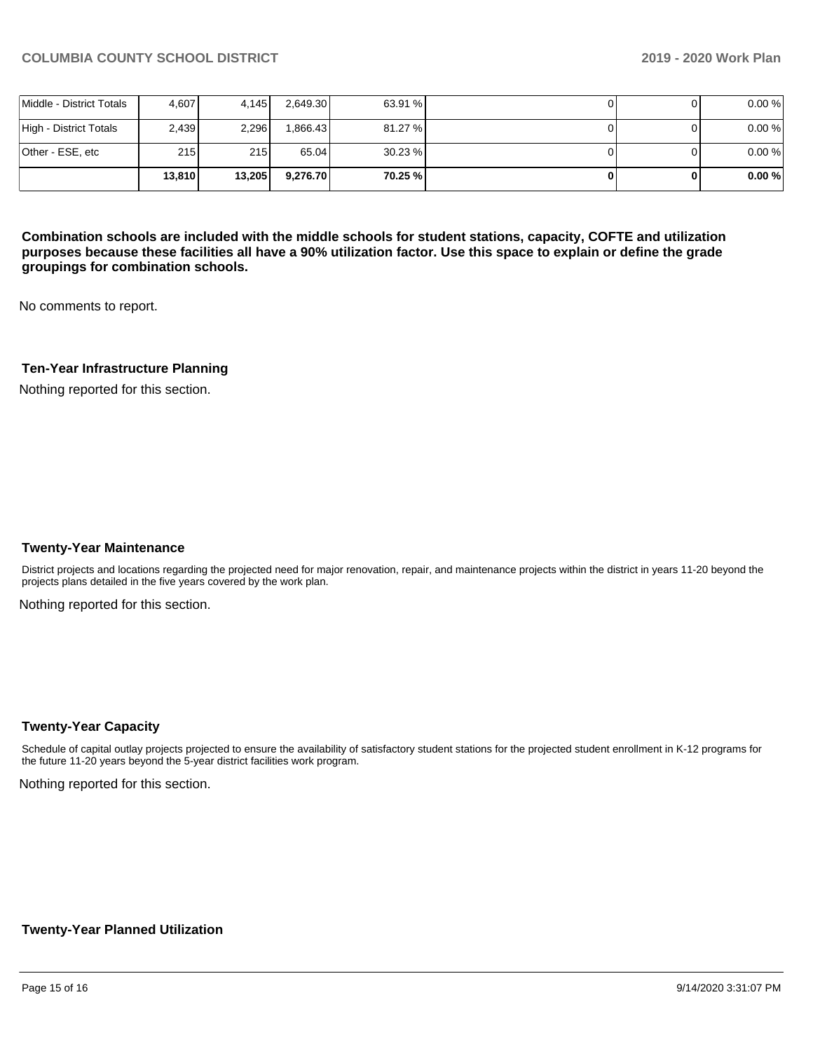| | | | | | | | |
|---|---|---|---|---|---|---|---|
| Middle - District Totals | 4,607 | 4,145 | 2,649.30 | 63.91 % | 0 | 0 | 0.00 % |
| High - District Totals | 2,439 | 2,296 | 1,866.43 | 81.27 % | 0 | 0 | 0.00 % |
| Other - ESE, etc | 215 | 215 | 65.04 | 30.23 % | 0 | 0 | 0.00 % |
| | **13,810** | **13,205** | **9,276.70** | **70.25 %** | **0** | **0** | **0.00 %** |

**Combination schools are included with the middle schools for student stations, capacity, COFTE and utilization purposes because these facilities all have a 90% utilization factor. Use this space to explain or define the grade groupings for combination schools.**

No comments to report.

### Ten-Year Infrastructure Planning

Nothing reported for this section.

### Twenty-Year Maintenance

District projects and locations regarding the projected need for major renovation, repair, and maintenance projects within the district in years 11-20 beyond the projects plans detailed in the five years covered by the work plan.

Nothing reported for this section.

### Twenty-Year Capacity

Schedule of capital outlay projects projected to ensure the availability of satisfactory student stations for the projected student enrollment in K-12 programs for the future 11-20 years beyond the 5-year district facilities work program.

Nothing reported for this section.

### Twenty-Year Planned Utilization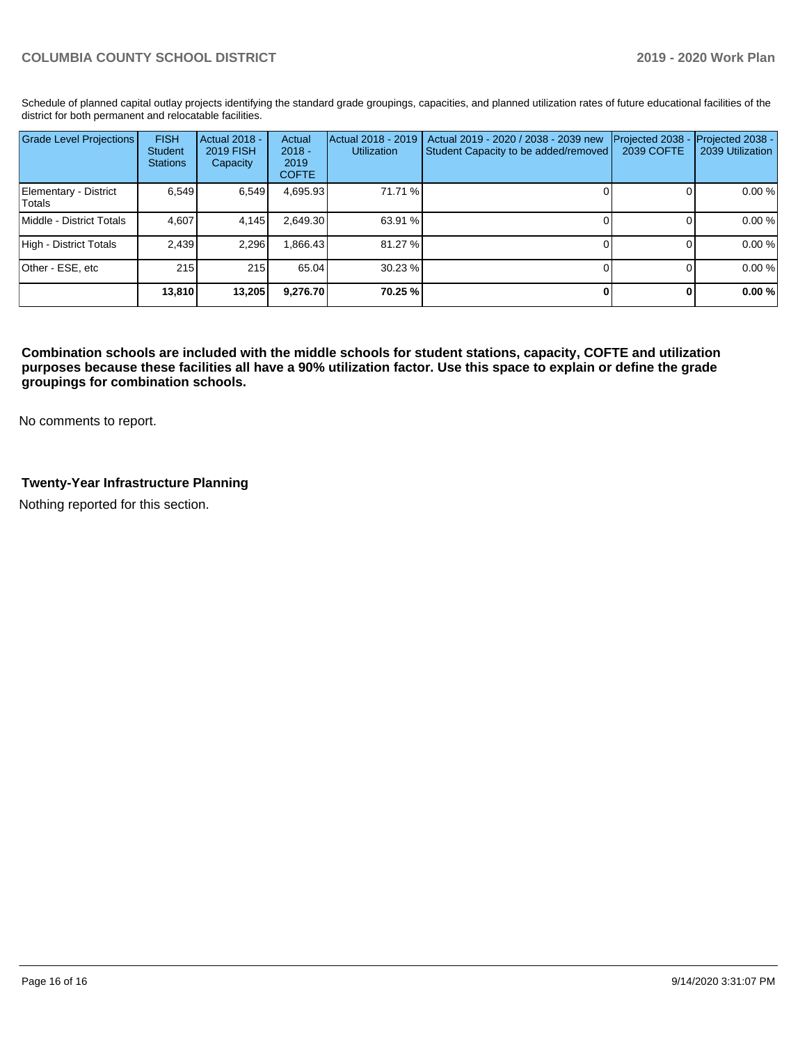Schedule of planned capital outlay projects identifying the standard grade groupings, capacities, and planned utilization rates of future educational facilities of the district for both permanent and relocatable facilities.

| Grade Level Projections | FISH Student Stations | Actual 2018 - 2019 FISH Capacity | Actual 2018 - 2019 COFTE | Actual 2018 - 2019 Utilization | Actual 2019 - 2020 / 2038 - 2039 new Student Capacity to be added/removed | Projected 2038 - 2039 COFTE | Projected 2038 - 2039 Utilization |
|---|---|---|---|---|---|---|---|
| Elementary - District Totals | 6,549 | 6,549 | 4,695.93 | 71.71 % | 0 | 0 | 0.00 % |
| Middle - District Totals | 4,607 | 4,145 | 2,649.30 | 63.91 % | 0 | 0 | 0.00 % |
| High - District Totals | 2,439 | 2,296 | 1,866.43 | 81.27 % | 0 | 0 | 0.00 % |
| Other - ESE, etc | 215 | 215 | 65.04 | 30.23 % | 0 | 0 | 0.00 % |
| | **13,810** | **13,205** | **9,276.70** | **70.25 %** | **0** | **0** | **0.00 %** |

**Combination schools are included with the middle schools for student stations, capacity, COFTE and utilization purposes because these facilities all have a 90% utilization factor. Use this space to explain or define the grade groupings for combination schools.**

No comments to report.

## Twenty-Year Infrastructure Planning

Nothing reported for this section.